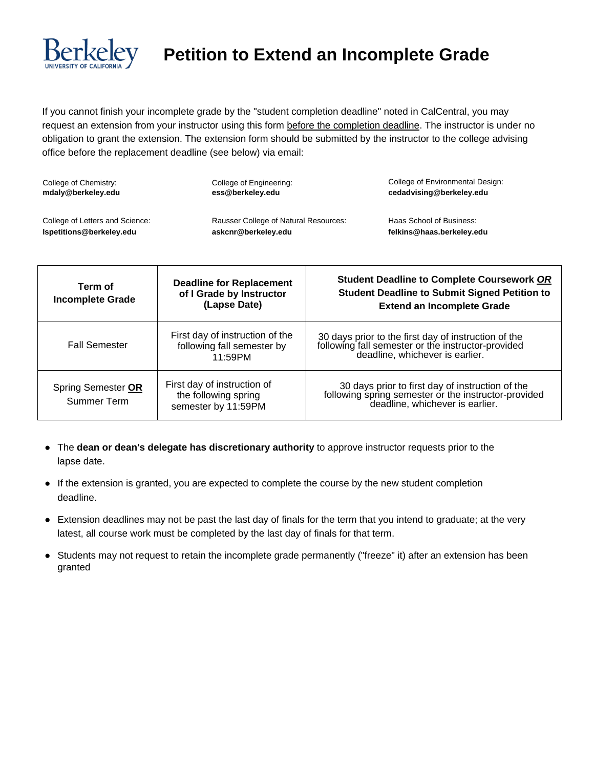# Petition to Extend an Incomplete Grade

If you cannot finish your incomplete grade by the "student completion deadline" noted in CalCentral, you may request an extension from your instructor using this form before the completion deadline. The instructor is under no obligation to grant the extension. The extension form should be submitted by the instructor to the college advising office before the replacement deadline (see below) via email:

College of Chemistry:
**mdaly@berkeley.edu**

College of Engineering:
**ess@berkeley.edu**

College of Environmental Design:
**cedadvising@berkeley.edu**

College of Letters and Science:
**lspetitions@berkeley.edu**

Rausser College of Natural Resources:
**askcnr@berkeley.edu**

Haas School of Business:
**felkins@haas.berkeley.edu**

| Term of Incomplete Grade | Deadline for Replacement of I Grade by Instructor (Lapse Date) | Student Deadline to Complete Coursework ***OR*** Student Deadline to Submit Signed Petition to Extend an Incomplete Grade |
|---|---|---|
| Fall Semester | First day of instruction of the following fall semester by 11:59PM | 30 days prior to the first day of instruction of the following fall semester or the instructor-provided deadline, whichever is earlier. |
| Spring Semester **OR** Summer Term | First day of instruction of the following spring semester by 11:59PM | 30 days prior to first day of instruction of the following spring semester or the instructor-provided deadline, whichever is earlier. |

- The **dean or dean's delegate has discretionary authority** to approve instructor requests prior to the lapse date.
- If the extension is granted, you are expected to complete the course by the new student completion deadline.
- Extension deadlines may not be past the last day of finals for the term that you intend to graduate; at the very latest, all course work must be completed by the last day of finals for that term.
- Students may not request to retain the incomplete grade permanently ("freeze" it) after an extension has been granted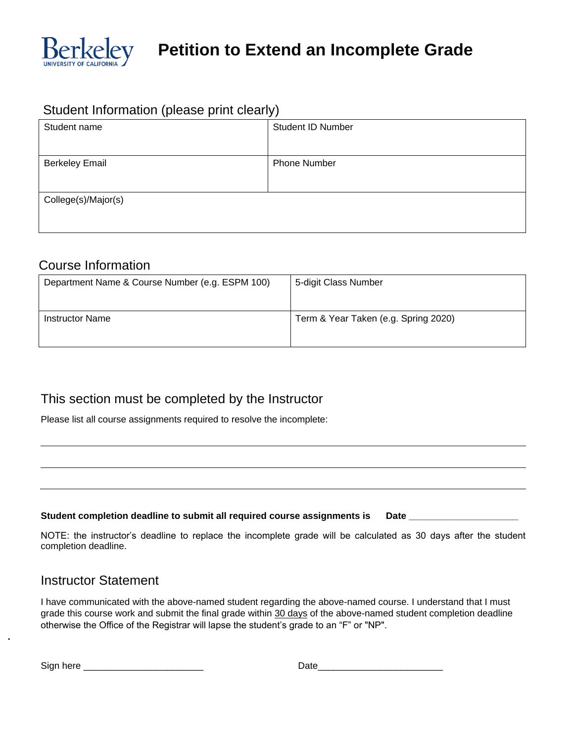Berkeley UNIVERSITY OF CALIFORNIA

# Petition to Extend an Incomplete Grade

## Student Information (please print clearly)

| | |
|---|---|
| Student name | Student ID Number |
| Berkeley Email | Phone Number |
| College(s)/Major(s) | |

## Course Information

| | |
|---|---|
| Department Name & Course Number (e.g. ESPM 100) | 5-digit Class Number |
| Instructor Name | Term & Year Taken (e.g. Spring 2020) |

## This section must be completed by the Instructor

Please list all course assignments required to resolve the incomplete:

______________________________________________________________________________

______________________________________________________________________________

______________________________________________________________________________

**Student completion deadline to submit all required course assignments is Date** ____________________

NOTE: the instructor's deadline to replace the incomplete grade will be calculated as 30 days after the student completion deadline.

## Instructor Statement

I have communicated with the above-named student regarding the above-named course. I understand that I must grade this course work and submit the final grade within 30 days of the above-named student completion deadline otherwise the Office of the Registrar will lapse the student's grade to an "F" or "NP".

Sign here ______________________ Date_______________________